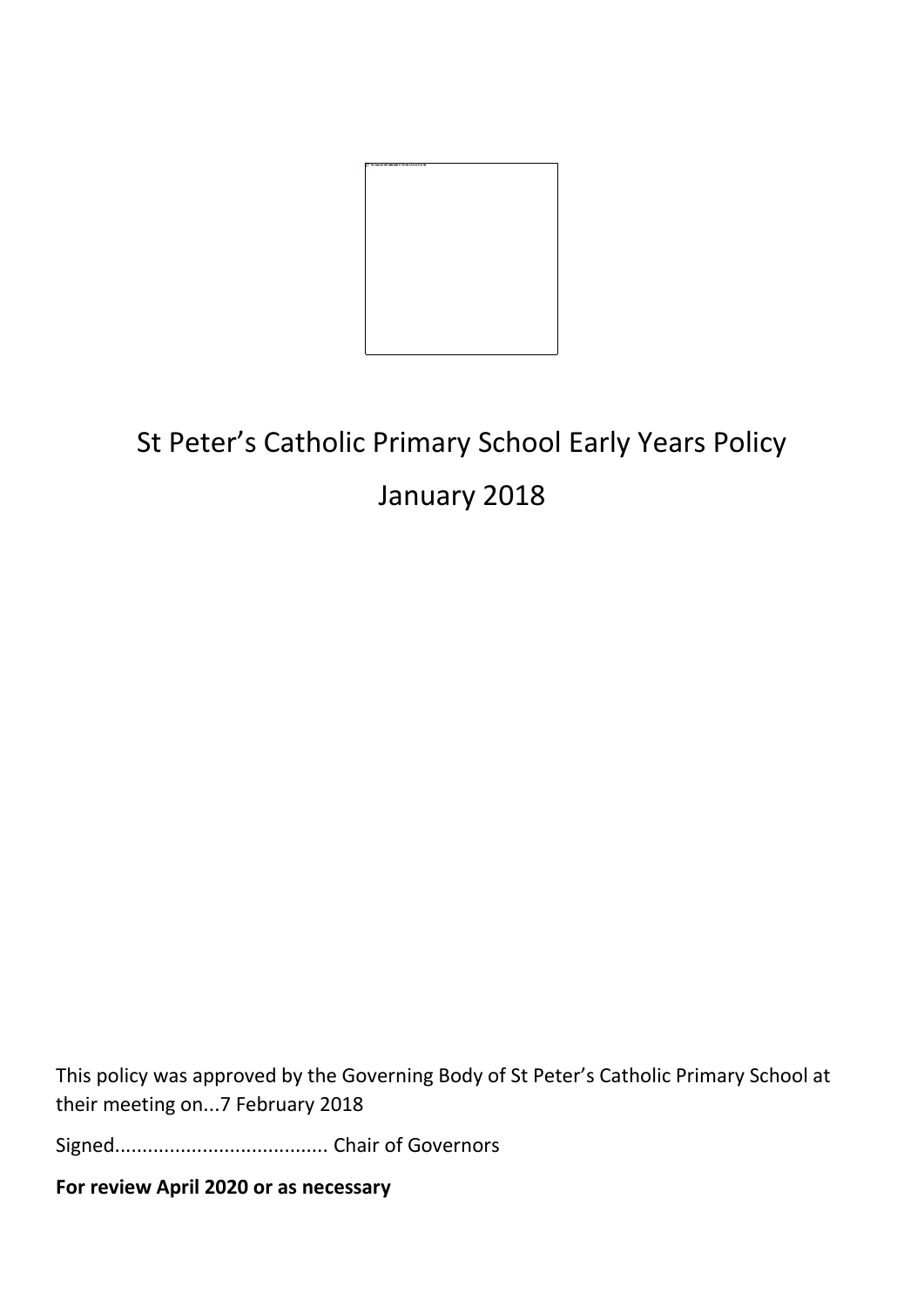# St Peter's Catholic Primary School Early Years Policy

# January 2018

This policy was approved by the Governing Body of St Peter's Catholic Primary School at their meeting on...7 February 2018

Signed....................................... Chair of Governors

**For review April 2020 or as necessary**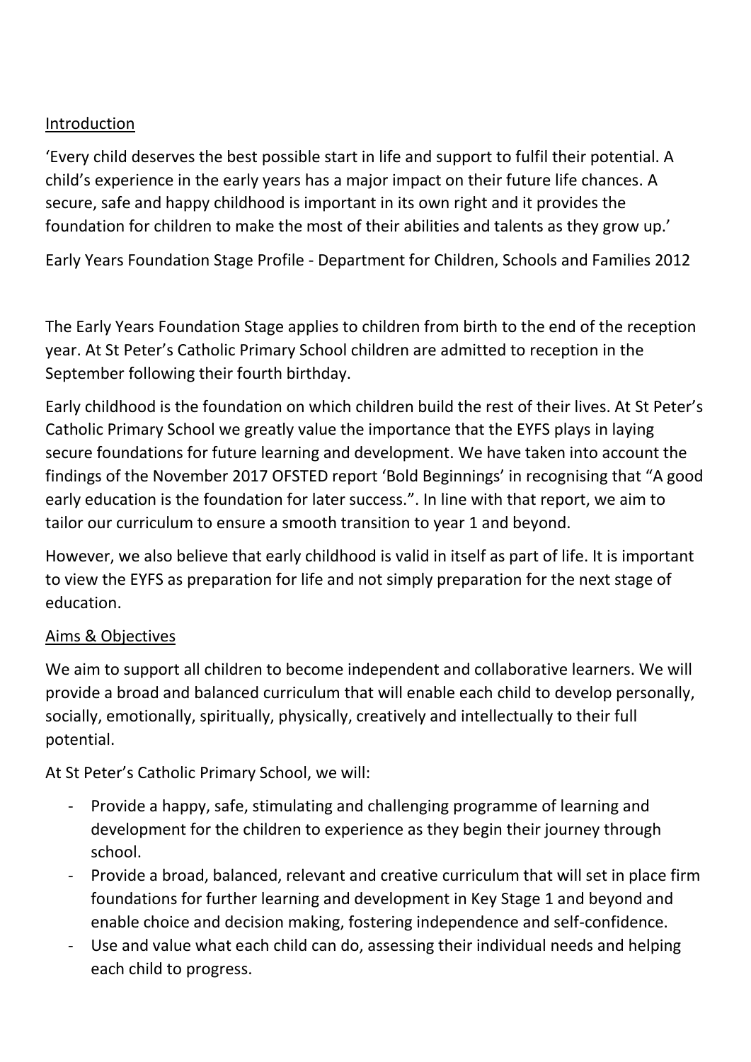## Introduction

'Every child deserves the best possible start in life and support to fulfil their potential. A child's experience in the early years has a major impact on their future life chances. A secure, safe and happy childhood is important in its own right and it provides the foundation for children to make the most of their abilities and talents as they grow up.'

Early Years Foundation Stage Profile - Department for Children, Schools and Families 2012

The Early Years Foundation Stage applies to children from birth to the end of the reception year. At St Peter's Catholic Primary School children are admitted to reception in the September following their fourth birthday.

Early childhood is the foundation on which children build the rest of their lives. At St Peter's Catholic Primary School we greatly value the importance that the EYFS plays in laying secure foundations for future learning and development. We have taken into account the findings of the November 2017 OFSTED report 'Bold Beginnings' in recognising that "A good early education is the foundation for later success.". In line with that report, we aim to tailor our curriculum to ensure a smooth transition to year 1 and beyond.

However, we also believe that early childhood is valid in itself as part of life. It is important to view the EYFS as preparation for life and not simply preparation for the next stage of education.

## Aims & Objectives

We aim to support all children to become independent and collaborative learners. We will provide a broad and balanced curriculum that will enable each child to develop personally, socially, emotionally, spiritually, physically, creatively and intellectually to their full potential.

At St Peter's Catholic Primary School, we will:

- Provide a happy, safe, stimulating and challenging programme of learning and development for the children to experience as they begin their journey through school.
- Provide a broad, balanced, relevant and creative curriculum that will set in place firm foundations for further learning and development in Key Stage 1 and beyond and enable choice and decision making, fostering independence and self-confidence.
- Use and value what each child can do, assessing their individual needs and helping each child to progress.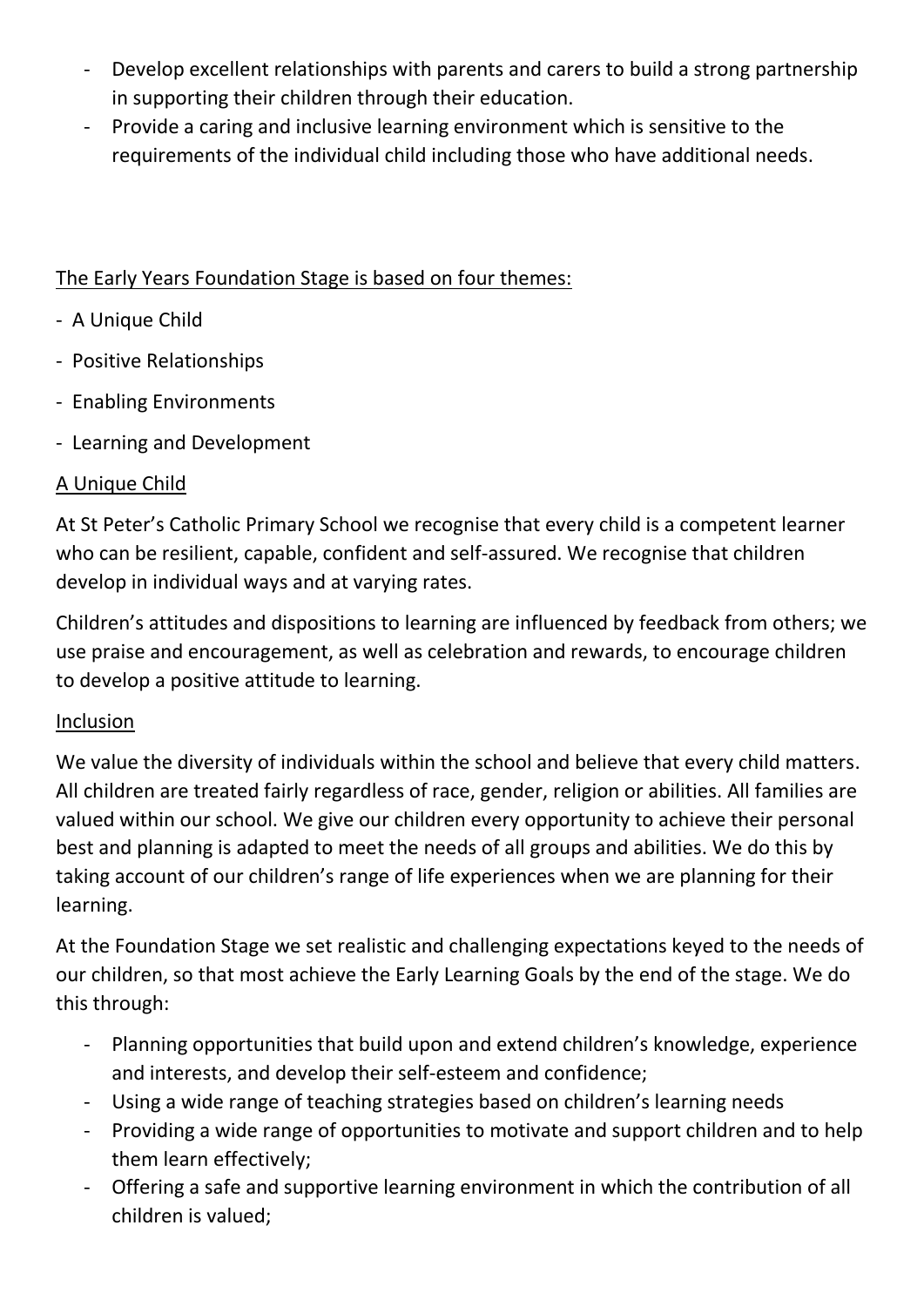- Develop excellent relationships with parents and carers to build a strong partnership in supporting their children through their education.
- Provide a caring and inclusive learning environment which is sensitive to the requirements of the individual child including those who have additional needs.

The Early Years Foundation Stage is based on four themes:

- A Unique Child
- Positive Relationships
- Enabling Environments
- Learning and Development

A Unique Child

At St Peter's Catholic Primary School we recognise that every child is a competent learner who can be resilient, capable, confident and self-assured. We recognise that children develop in individual ways and at varying rates.

Children's attitudes and dispositions to learning are influenced by feedback from others; we use praise and encouragement, as well as celebration and rewards, to encourage children to develop a positive attitude to learning.

Inclusion

We value the diversity of individuals within the school and believe that every child matters. All children are treated fairly regardless of race, gender, religion or abilities. All families are valued within our school. We give our children every opportunity to achieve their personal best and planning is adapted to meet the needs of all groups and abilities. We do this by taking account of our children's range of life experiences when we are planning for their learning.

At the Foundation Stage we set realistic and challenging expectations keyed to the needs of our children, so that most achieve the Early Learning Goals by the end of the stage. We do this through:

- Planning opportunities that build upon and extend children's knowledge, experience and interests, and develop their self-esteem and confidence;
- Using a wide range of teaching strategies based on children's learning needs
- Providing a wide range of opportunities to motivate and support children and to help them learn effectively;
- Offering a safe and supportive learning environment in which the contribution of all children is valued;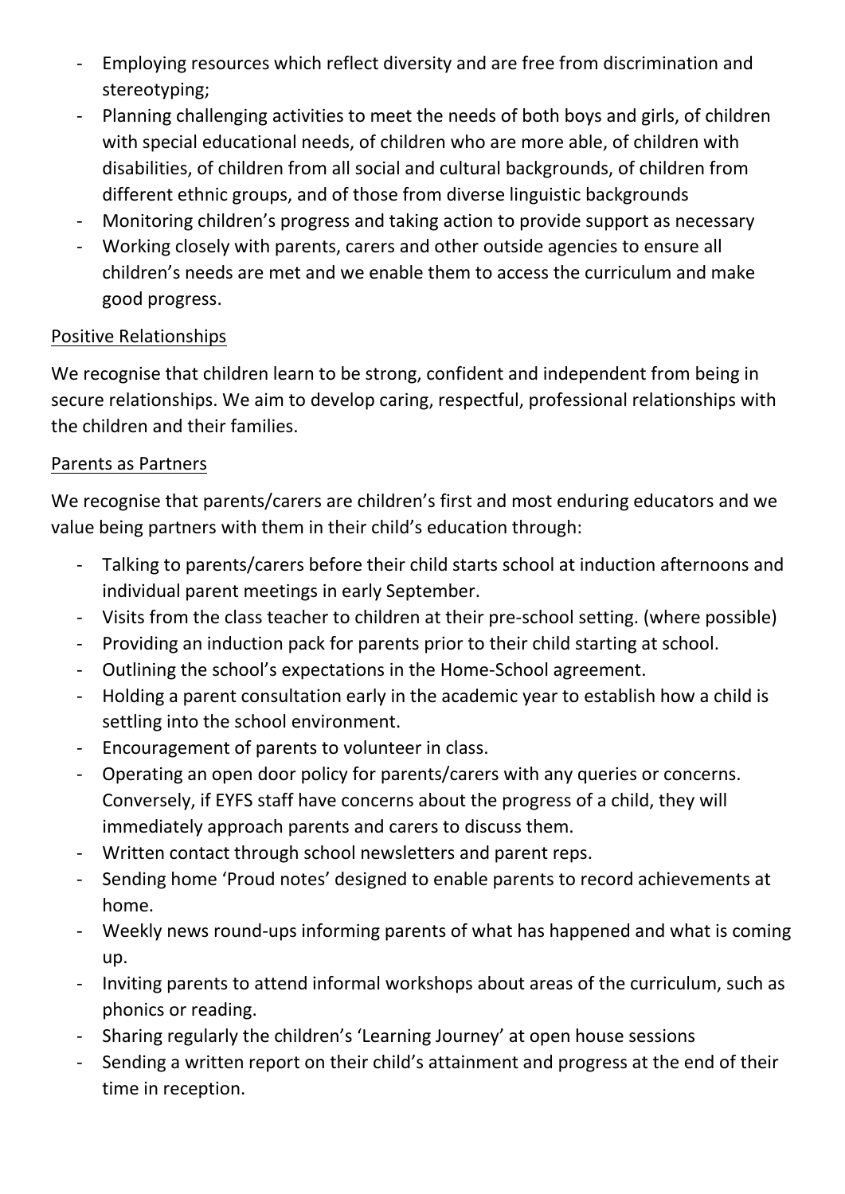- Employing resources which reflect diversity and are free from discrimination and stereotyping;
- Planning challenging activities to meet the needs of both boys and girls, of children with special educational needs, of children who are more able, of children with disabilities, of children from all social and cultural backgrounds, of children from different ethnic groups, and of those from diverse linguistic backgrounds
- Monitoring children's progress and taking action to provide support as necessary
- Working closely with parents, carers and other outside agencies to ensure all children's needs are met and we enable them to access the curriculum and make good progress.

<u>Positive Relationships</u>

We recognise that children learn to be strong, confident and independent from being in secure relationships. We aim to develop caring, respectful, professional relationships with the children and their families.

<u>Parents as Partners</u>

We recognise that parents/carers are children's first and most enduring educators and we value being partners with them in their child's education through:

- Talking to parents/carers before their child starts school at induction afternoons and individual parent meetings in early September.
- Visits from the class teacher to children at their pre-school setting. (where possible)
- Providing an induction pack for parents prior to their child starting at school.
- Outlining the school's expectations in the Home-School agreement.
- Holding a parent consultation early in the academic year to establish how a child is settling into the school environment.
- Encouragement of parents to volunteer in class.
- Operating an open door policy for parents/carers with any queries or concerns. Conversely, if EYFS staff have concerns about the progress of a child, they will immediately approach parents and carers to discuss them.
- Written contact through school newsletters and parent reps.
- Sending home 'Proud notes' designed to enable parents to record achievements at home.
- Weekly news round-ups informing parents of what has happened and what is coming up.
- Inviting parents to attend informal workshops about areas of the curriculum, such as phonics or reading.
- Sharing regularly the children's 'Learning Journey' at open house sessions
- Sending a written report on their child's attainment and progress at the end of their time in reception.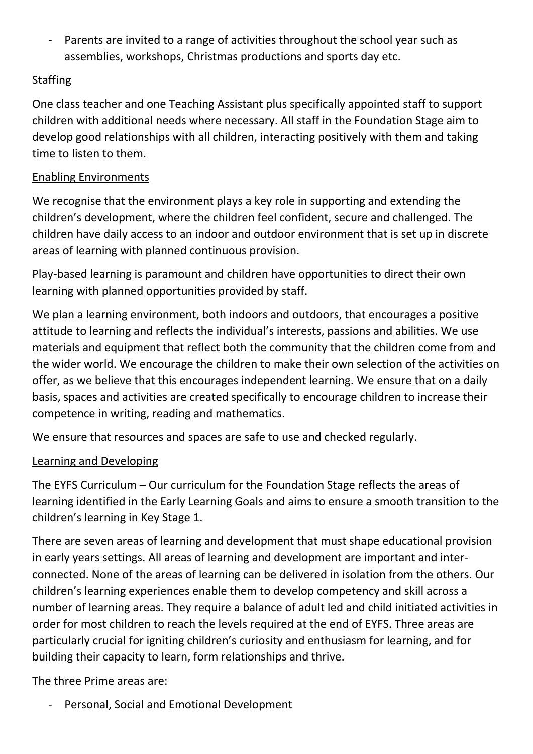- Parents are invited to a range of activities throughout the school year such as assemblies, workshops, Christmas productions and sports day etc.

## Staffing

One class teacher and one Teaching Assistant plus specifically appointed staff to support children with additional needs where necessary. All staff in the Foundation Stage aim to develop good relationships with all children, interacting positively with them and taking time to listen to them.

## Enabling Environments

We recognise that the environment plays a key role in supporting and extending the children's development, where the children feel confident, secure and challenged. The children have daily access to an indoor and outdoor environment that is set up in discrete areas of learning with planned continuous provision.

Play-based learning is paramount and children have opportunities to direct their own learning with planned opportunities provided by staff.

We plan a learning environment, both indoors and outdoors, that encourages a positive attitude to learning and reflects the individual's interests, passions and abilities. We use materials and equipment that reflect both the community that the children come from and the wider world. We encourage the children to make their own selection of the activities on offer, as we believe that this encourages independent learning. We ensure that on a daily basis, spaces and activities are created specifically to encourage children to increase their competence in writing, reading and mathematics.

We ensure that resources and spaces are safe to use and checked regularly.

## Learning and Developing

The EYFS Curriculum – Our curriculum for the Foundation Stage reflects the areas of learning identified in the Early Learning Goals and aims to ensure a smooth transition to the children's learning in Key Stage 1.

There are seven areas of learning and development that must shape educational provision in early years settings. All areas of learning and development are important and inter-connected. None of the areas of learning can be delivered in isolation from the others. Our children's learning experiences enable them to develop competency and skill across a number of learning areas. They require a balance of adult led and child initiated activities in order for most children to reach the levels required at the end of EYFS. Three areas are particularly crucial for igniting children's curiosity and enthusiasm for learning, and for building their capacity to learn, form relationships and thrive.

The three Prime areas are:

- Personal, Social and Emotional Development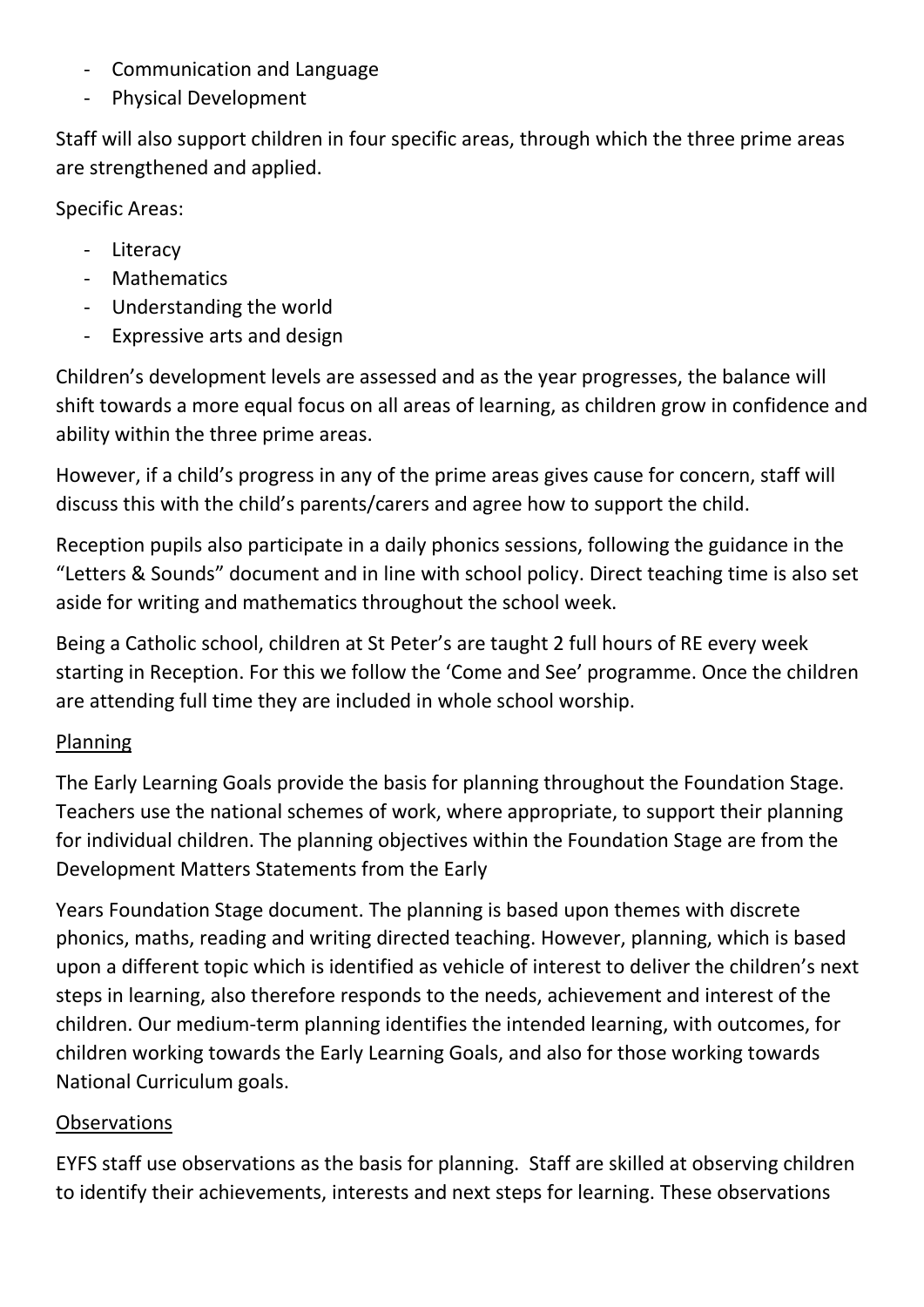- Communication and Language
- Physical Development

Staff will also support children in four specific areas, through which the three prime areas are strengthened and applied.

Specific Areas:

- Literacy
- Mathematics
- Understanding the world
- Expressive arts and design

Children's development levels are assessed and as the year progresses, the balance will shift towards a more equal focus on all areas of learning, as children grow in confidence and ability within the three prime areas.

However, if a child's progress in any of the prime areas gives cause for concern, staff will discuss this with the child's parents/carers and agree how to support the child.

Reception pupils also participate in a daily phonics sessions, following the guidance in the "Letters & Sounds" document and in line with school policy. Direct teaching time is also set aside for writing and mathematics throughout the school week.

Being a Catholic school, children at St Peter's are taught 2 full hours of RE every week starting in Reception. For this we follow the 'Come and See' programme. Once the children are attending full time they are included in whole school worship.

## Planning

The Early Learning Goals provide the basis for planning throughout the Foundation Stage. Teachers use the national schemes of work, where appropriate, to support their planning for individual children. The planning objectives within the Foundation Stage are from the Development Matters Statements from the Early

Years Foundation Stage document. The planning is based upon themes with discrete phonics, maths, reading and writing directed teaching. However, planning, which is based upon a different topic which is identified as vehicle of interest to deliver the children's next steps in learning, also therefore responds to the needs, achievement and interest of the children. Our medium-term planning identifies the intended learning, with outcomes, for children working towards the Early Learning Goals, and also for those working towards National Curriculum goals.

## Observations

EYFS staff use observations as the basis for planning. Staff are skilled at observing children to identify their achievements, interests and next steps for learning. These observations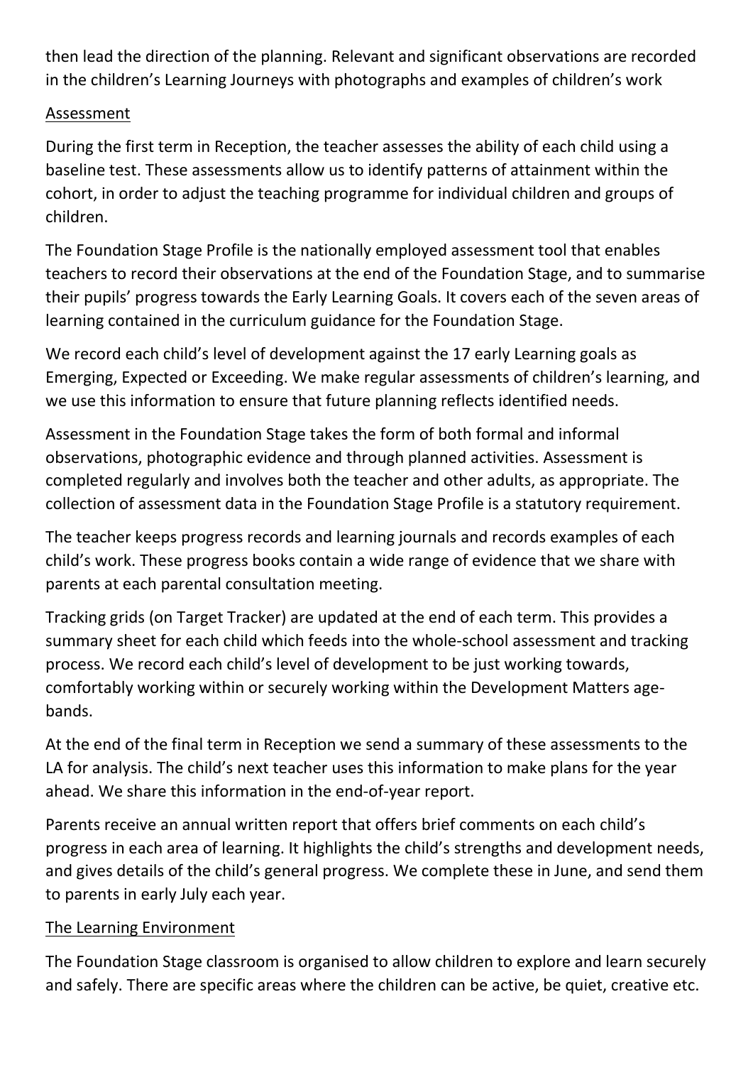then lead the direction of the planning. Relevant and significant observations are recorded in the children's Learning Journeys with photographs and examples of children's work

## Assessment

During the first term in Reception, the teacher assesses the ability of each child using a baseline test. These assessments allow us to identify patterns of attainment within the cohort, in order to adjust the teaching programme for individual children and groups of children.

The Foundation Stage Profile is the nationally employed assessment tool that enables teachers to record their observations at the end of the Foundation Stage, and to summarise their pupils' progress towards the Early Learning Goals. It covers each of the seven areas of learning contained in the curriculum guidance for the Foundation Stage.

We record each child's level of development against the 17 early Learning goals as Emerging, Expected or Exceeding. We make regular assessments of children's learning, and we use this information to ensure that future planning reflects identified needs.

Assessment in the Foundation Stage takes the form of both formal and informal observations, photographic evidence and through planned activities. Assessment is completed regularly and involves both the teacher and other adults, as appropriate. The collection of assessment data in the Foundation Stage Profile is a statutory requirement.

The teacher keeps progress records and learning journals and records examples of each child's work. These progress books contain a wide range of evidence that we share with parents at each parental consultation meeting.

Tracking grids (on Target Tracker) are updated at the end of each term. This provides a summary sheet for each child which feeds into the whole-school assessment and tracking process. We record each child's level of development to be just working towards, comfortably working within or securely working within the Development Matters age-bands.

At the end of the final term in Reception we send a summary of these assessments to the LA for analysis. The child's next teacher uses this information to make plans for the year ahead. We share this information in the end-of-year report.

Parents receive an annual written report that offers brief comments on each child's progress in each area of learning. It highlights the child's strengths and development needs, and gives details of the child's general progress. We complete these in June, and send them to parents in early July each year.

## The Learning Environment

The Foundation Stage classroom is organised to allow children to explore and learn securely and safely. There are specific areas where the children can be active, be quiet, creative etc.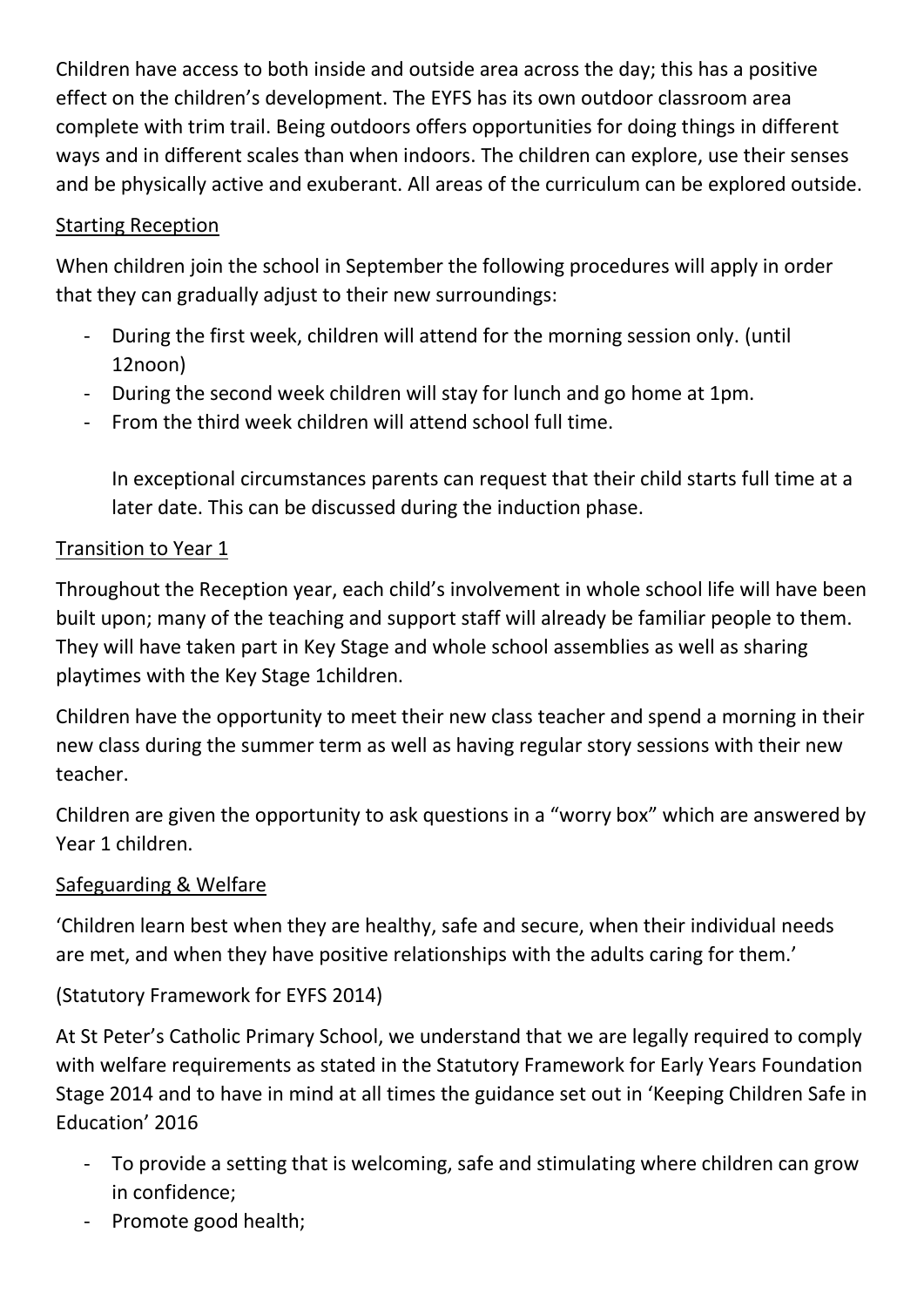Children have access to both inside and outside area across the day; this has a positive effect on the children's development. The EYFS has its own outdoor classroom area complete with trim trail. Being outdoors offers opportunities for doing things in different ways and in different scales than when indoors. The children can explore, use their senses and be physically active and exuberant. All areas of the curriculum can be explored outside.

<u>Starting Reception</u>

When children join the school in September the following procedures will apply in order that they can gradually adjust to their new surroundings:

- During the first week, children will attend for the morning session only. (until 12noon)
- During the second week children will stay for lunch and go home at 1pm.
- From the third week children will attend school full time.

  In exceptional circumstances parents can request that their child starts full time at a later date. This can be discussed during the induction phase.

<u>Transition to Year 1</u>

Throughout the Reception year, each child's involvement in whole school life will have been built upon; many of the teaching and support staff will already be familiar people to them. They will have taken part in Key Stage and whole school assemblies as well as sharing playtimes with the Key Stage 1children.

Children have the opportunity to meet their new class teacher and spend a morning in their new class during the summer term as well as having regular story sessions with their new teacher.

Children are given the opportunity to ask questions in a "worry box" which are answered by Year 1 children.

<u>Safeguarding & Welfare</u>

'Children learn best when they are healthy, safe and secure, when their individual needs are met, and when they have positive relationships with the adults caring for them.'

(Statutory Framework for EYFS 2014)

At St Peter's Catholic Primary School, we understand that we are legally required to comply with welfare requirements as stated in the Statutory Framework for Early Years Foundation Stage 2014 and to have in mind at all times the guidance set out in 'Keeping Children Safe in Education' 2016

- To provide a setting that is welcoming, safe and stimulating where children can grow in confidence;
- Promote good health;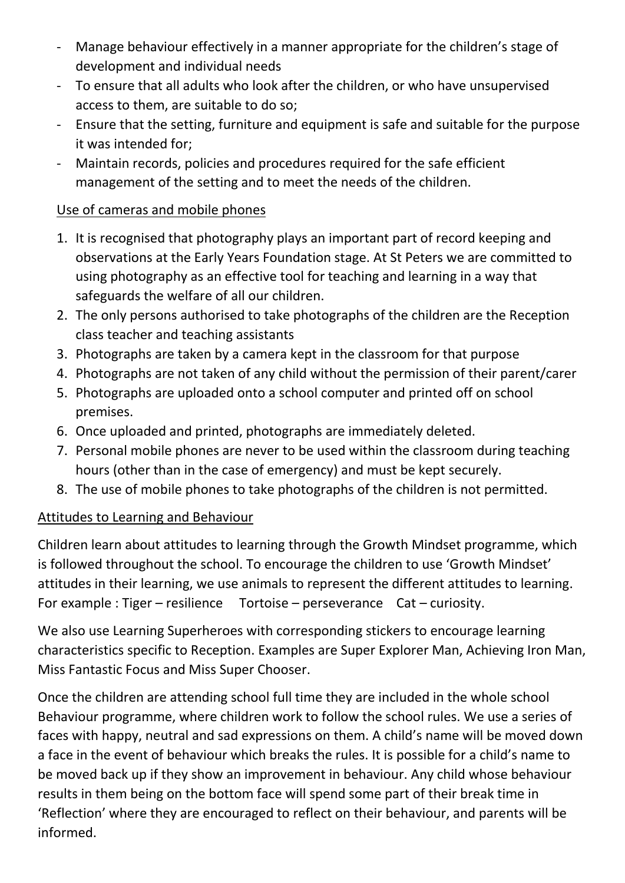- Manage behaviour effectively in a manner appropriate for the children's stage of development and individual needs
- To ensure that all adults who look after the children, or who have unsupervised access to them, are suitable to do so;
- Ensure that the setting, furniture and equipment is safe and suitable for the purpose it was intended for;
- Maintain records, policies and procedures required for the safe efficient management of the setting and to meet the needs of the children.

<u>Use of cameras and mobile phones</u>

1. It is recognised that photography plays an important part of record keeping and observations at the Early Years Foundation stage. At St Peters we are committed to using photography as an effective tool for teaching and learning in a way that safeguards the welfare of all our children.
2. The only persons authorised to take photographs of the children are the Reception class teacher and teaching assistants
3. Photographs are taken by a camera kept in the classroom for that purpose
4. Photographs are not taken of any child without the permission of their parent/carer
5. Photographs are uploaded onto a school computer and printed off on school premises.
6. Once uploaded and printed, photographs are immediately deleted.
7. Personal mobile phones are never to be used within the classroom during teaching hours (other than in the case of emergency) and must be kept securely.
8. The use of mobile phones to take photographs of the children is not permitted.

<u>Attitudes to Learning and Behaviour</u>

Children learn about attitudes to learning through the Growth Mindset programme, which is followed throughout the school. To encourage the children to use 'Growth Mindset' attitudes in their learning, we use animals to represent the different attitudes to learning. For example : Tiger – resilience Tortoise – perseverance Cat – curiosity.

We also use Learning Superheroes with corresponding stickers to encourage learning characteristics specific to Reception. Examples are Super Explorer Man, Achieving Iron Man, Miss Fantastic Focus and Miss Super Chooser.

Once the children are attending school full time they are included in the whole school Behaviour programme, where children work to follow the school rules. We use a series of faces with happy, neutral and sad expressions on them. A child's name will be moved down a face in the event of behaviour which breaks the rules. It is possible for a child's name to be moved back up if they show an improvement in behaviour. Any child whose behaviour results in them being on the bottom face will spend some part of their break time in 'Reflection' where they are encouraged to reflect on their behaviour, and parents will be informed.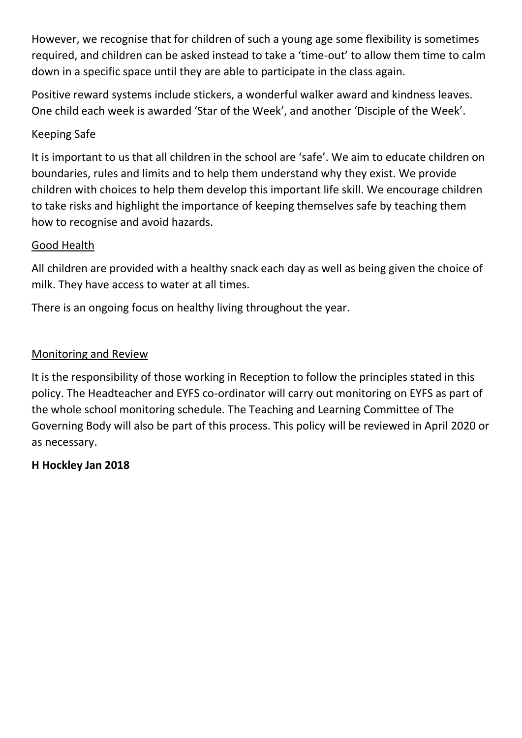However, we recognise that for children of such a young age some flexibility is sometimes required, and children can be asked instead to take a 'time-out' to allow them time to calm down in a specific space until they are able to participate in the class again.

Positive reward systems include stickers, a wonderful walker award and kindness leaves. One child each week is awarded 'Star of the Week', and another 'Disciple of the Week'.

<u>Keeping Safe</u>

It is important to us that all children in the school are 'safe'. We aim to educate children on boundaries, rules and limits and to help them understand why they exist. We provide children with choices to help them develop this important life skill. We encourage children to take risks and highlight the importance of keeping themselves safe by teaching them how to recognise and avoid hazards.

<u>Good Health</u>

All children are provided with a healthy snack each day as well as being given the choice of milk. They have access to water at all times.

There is an ongoing focus on healthy living throughout the year.

<u>Monitoring and Review</u>

It is the responsibility of those working in Reception to follow the principles stated in this policy. The Headteacher and EYFS co-ordinator will carry out monitoring on EYFS as part of the whole school monitoring schedule. The Teaching and Learning Committee of The Governing Body will also be part of this process. This policy will be reviewed in April 2020 or as necessary.

**H Hockley Jan 2018**